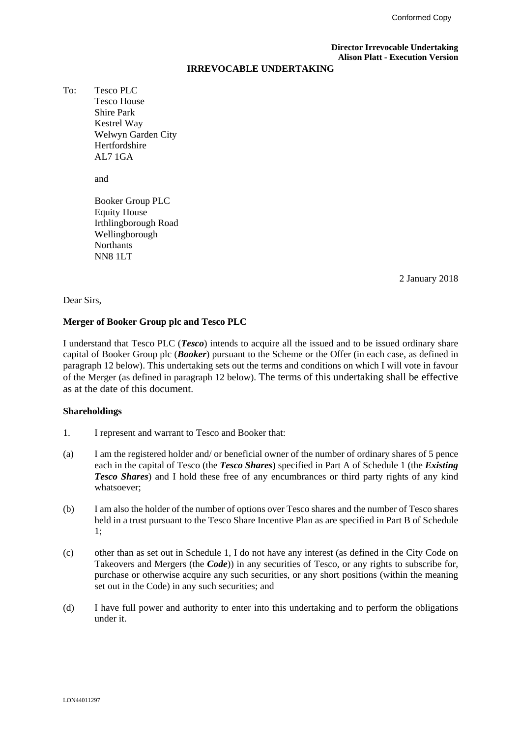Conformed Copy

**Director Irrevocable Undertaking**
**Alison Platt - Execution Version**

# IRREVOCABLE UNDERTAKING

To: Tesco PLC
Tesco House
Shire Park
Kestrel Way
Welwyn Garden City
Hertfordshire
AL7 1GA

and

Booker Group PLC
Equity House
Irthlingborough Road
Wellingborough
Northants
NN8 1LT

2 January 2018

Dear Sirs,

**Merger of Booker Group plc and Tesco PLC**

I understand that Tesco PLC (***Tesco***) intends to acquire all the issued and to be issued ordinary share capital of Booker Group plc (***Booker***) pursuant to the Scheme or the Offer (in each case, as defined in paragraph 12 below). This undertaking sets out the terms and conditions on which I will vote in favour of the Merger (as defined in paragraph 12 below). The terms of this undertaking shall be effective as at the date of this document.

**Shareholdings**

1. I represent and warrant to Tesco and Booker that:

(a) I am the registered holder and/ or beneficial owner of the number of ordinary shares of 5 pence each in the capital of Tesco (the ***Tesco Shares***) specified in Part A of Schedule 1 (the ***Existing Tesco Shares***) and I hold these free of any encumbrances or third party rights of any kind whatsoever;

(b) I am also the holder of the number of options over Tesco shares and the number of Tesco shares held in a trust pursuant to the Tesco Share Incentive Plan as are specified in Part B of Schedule 1;

(c) other than as set out in Schedule 1, I do not have any interest (as defined in the City Code on Takeovers and Mergers (the ***Code***)) in any securities of Tesco, or any rights to subscribe for, purchase or otherwise acquire any such securities, or any short positions (within the meaning set out in the Code) in any such securities; and

(d) I have full power and authority to enter into this undertaking and to perform the obligations under it.

LON44011297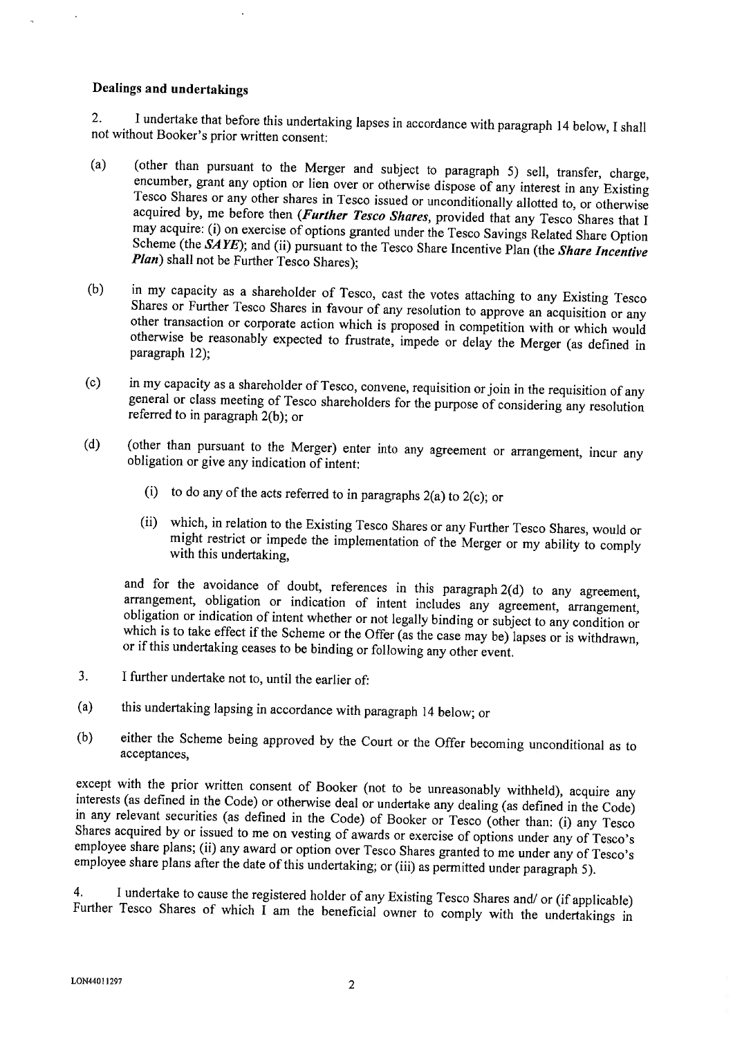**Dealings and undertakings**

2. I undertake that before this undertaking lapses in accordance with paragraph 14 below, I shall not without Booker's prior written consent:

(a) (other than pursuant to the Merger and subject to paragraph 5) sell, transfer, charge, encumber, grant any option or lien over or otherwise dispose of any interest in any Existing Tesco Shares or any other shares in Tesco issued or unconditionally allotted to, or otherwise acquired by, me before then (***Further Tesco Shares***, provided that any Tesco Shares that I may acquire: (i) on exercise of options granted under the Tesco Savings Related Share Option Scheme (the ***SAYE***); and (ii) pursuant to the Tesco Share Incentive Plan (the ***Share Incentive Plan***) shall not be Further Tesco Shares);

(b) in my capacity as a shareholder of Tesco, cast the votes attaching to any Existing Tesco Shares or Further Tesco Shares in favour of any resolution to approve an acquisition or any other transaction or corporate action which is proposed in competition with or which would otherwise be reasonably expected to frustrate, impede or delay the Merger (as defined in paragraph 12);

(c) in my capacity as a shareholder of Tesco, convene, requisition or join in the requisition of any general or class meeting of Tesco shareholders for the purpose of considering any resolution referred to in paragraph 2(b); or

(d) (other than pursuant to the Merger) enter into any agreement or arrangement, incur any obligation or give any indication of intent:

   (i) to do any of the acts referred to in paragraphs 2(a) to 2(c); or

   (ii) which, in relation to the Existing Tesco Shares or any Further Tesco Shares, would or might restrict or impede the implementation of the Merger or my ability to comply with this undertaking,

and for the avoidance of doubt, references in this paragraph 2(d) to any agreement, arrangement, obligation or indication of intent includes any agreement, arrangement, obligation or indication of intent whether or not legally binding or subject to any condition or which is to take effect if the Scheme or the Offer (as the case may be) lapses or is withdrawn, or if this undertaking ceases to be binding or following any other event.

3. I further undertake not to, until the earlier of:

(a) this undertaking lapsing in accordance with paragraph 14 below; or

(b) either the Scheme being approved by the Court or the Offer becoming unconditional as to acceptances,

except with the prior written consent of Booker (not to be unreasonably withheld), acquire any interests (as defined in the Code) or otherwise deal or undertake any dealing (as defined in the Code) in any relevant securities (as defined in the Code) of Booker or Tesco (other than: (i) any Tesco Shares acquired by or issued to me on vesting of awards or exercise of options under any of Tesco's employee share plans; (ii) any award or option over Tesco Shares granted to me under any of Tesco's employee share plans after the date of this undertaking; or (iii) as permitted under paragraph 5).

4. I undertake to cause the registered holder of any Existing Tesco Shares and/ or (if applicable) Further Tesco Shares of which I am the beneficial owner to comply with the undertakings in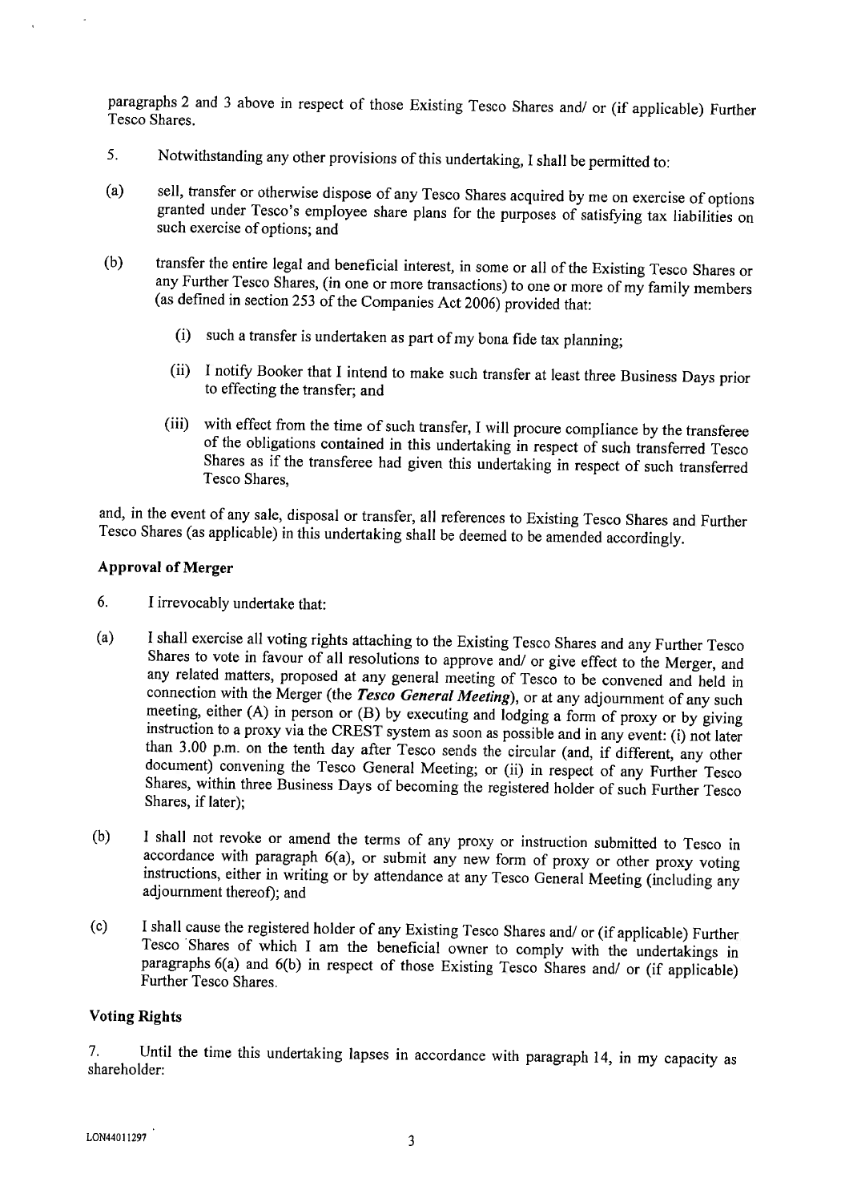paragraphs 2 and 3 above in respect of those Existing Tesco Shares and/ or (if applicable) Further Tesco Shares.

5. Notwithstanding any other provisions of this undertaking, I shall be permitted to:

(a) sell, transfer or otherwise dispose of any Tesco Shares acquired by me on exercise of options granted under Tesco's employee share plans for the purposes of satisfying tax liabilities on such exercise of options; and

(b) transfer the entire legal and beneficial interest, in some or all of the Existing Tesco Shares or any Further Tesco Shares, (in one or more transactions) to one or more of my family members (as defined in section 253 of the Companies Act 2006) provided that:

   (i) such a transfer is undertaken as part of my bona fide tax planning;

   (ii) I notify Booker that I intend to make such transfer at least three Business Days prior to effecting the transfer; and

   (iii) with effect from the time of such transfer, I will procure compliance by the transferee of the obligations contained in this undertaking in respect of such transferred Tesco Shares as if the transferee had given this undertaking in respect of such transferred Tesco Shares,

and, in the event of any sale, disposal or transfer, all references to Existing Tesco Shares and Further Tesco Shares (as applicable) in this undertaking shall be deemed to be amended accordingly.

**Approval of Merger**

6. I irrevocably undertake that:

(a) I shall exercise all voting rights attaching to the Existing Tesco Shares and any Further Tesco Shares to vote in favour of all resolutions to approve and/ or give effect to the Merger, and any related matters, proposed at any general meeting of Tesco to be convened and held in connection with the Merger (the ***Tesco General Meeting***), or at any adjournment of any such meeting, either (A) in person or (B) by executing and lodging a form of proxy or by giving instruction to a proxy via the CREST system as soon as possible and in any event: (i) not later than 3.00 p.m. on the tenth day after Tesco sends the circular (and, if different, any other document) convening the Tesco General Meeting; or (ii) in respect of any Further Tesco Shares, within three Business Days of becoming the registered holder of such Further Tesco Shares, if later);

(b) I shall not revoke or amend the terms of any proxy or instruction submitted to Tesco in accordance with paragraph 6(a), or submit any new form of proxy or other proxy voting instructions, either in writing or by attendance at any Tesco General Meeting (including any adjournment thereof); and

(c) I shall cause the registered holder of any Existing Tesco Shares and/ or (if applicable) Further Tesco Shares of which I am the beneficial owner to comply with the undertakings in paragraphs 6(a) and 6(b) in respect of those Existing Tesco Shares and/ or (if applicable) Further Tesco Shares.

**Voting Rights**

7. Until the time this undertaking lapses in accordance with paragraph 14, in my capacity as shareholder: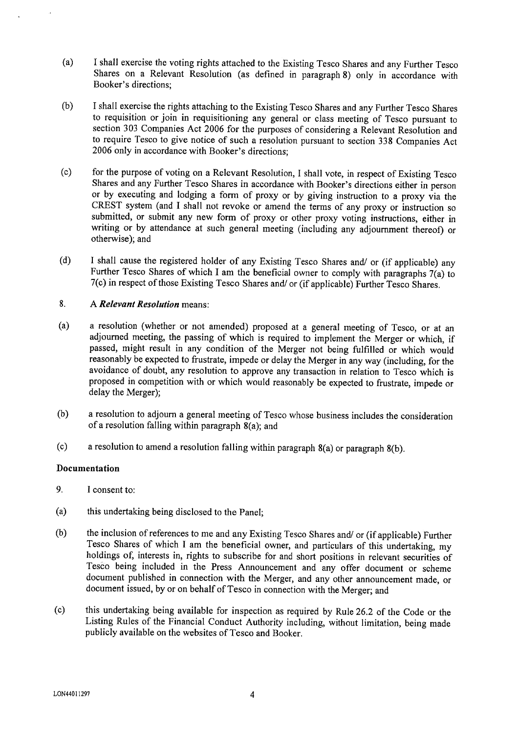(a) I shall exercise the voting rights attached to the Existing Tesco Shares and any Further Tesco Shares on a Relevant Resolution (as defined in paragraph 8) only in accordance with Booker's directions;

(b) I shall exercise the rights attaching to the Existing Tesco Shares and any Further Tesco Shares to requisition or join in requisitioning any general or class meeting of Tesco pursuant to section 303 Companies Act 2006 for the purposes of considering a Relevant Resolution and to require Tesco to give notice of such a resolution pursuant to section 338 Companies Act 2006 only in accordance with Booker's directions;

(c) for the purpose of voting on a Relevant Resolution, I shall vote, in respect of Existing Tesco Shares and any Further Tesco Shares in accordance with Booker's directions either in person or by executing and lodging a form of proxy or by giving instruction to a proxy via the CREST system (and I shall not revoke or amend the terms of any proxy or instruction so submitted, or submit any new form of proxy or other proxy voting instructions, either in writing or by attendance at such general meeting (including any adjournment thereof) or otherwise); and

(d) I shall cause the registered holder of any Existing Tesco Shares and/ or (if applicable) any Further Tesco Shares of which I am the beneficial owner to comply with paragraphs 7(a) to 7(c) in respect of those Existing Tesco Shares and/ or (if applicable) Further Tesco Shares.

8. A ***Relevant Resolution*** means:

(a) a resolution (whether or not amended) proposed at a general meeting of Tesco, or at an adjourned meeting, the passing of which is required to implement the Merger or which, if passed, might result in any condition of the Merger not being fulfilled or which would reasonably be expected to frustrate, impede or delay the Merger in any way (including, for the avoidance of doubt, any resolution to approve any transaction in relation to Tesco which is proposed in competition with or which would reasonably be expected to frustrate, impede or delay the Merger);

(b) a resolution to adjourn a general meeting of Tesco whose business includes the consideration of a resolution falling within paragraph 8(a); and

(c) a resolution to amend a resolution falling within paragraph 8(a) or paragraph 8(b).

**Documentation**

9. I consent to:

(a) this undertaking being disclosed to the Panel;

(b) the inclusion of references to me and any Existing Tesco Shares and/ or (if applicable) Further Tesco Shares of which I am the beneficial owner, and particulars of this undertaking, my holdings of, interests in, rights to subscribe for and short positions in relevant securities of Tesco being included in the Press Announcement and any offer document or scheme document published in connection with the Merger, and any other announcement made, or document issued, by or on behalf of Tesco in connection with the Merger; and

(c) this undertaking being available for inspection as required by Rule 26.2 of the Code or the Listing Rules of the Financial Conduct Authority including, without limitation, being made publicly available on the websites of Tesco and Booker.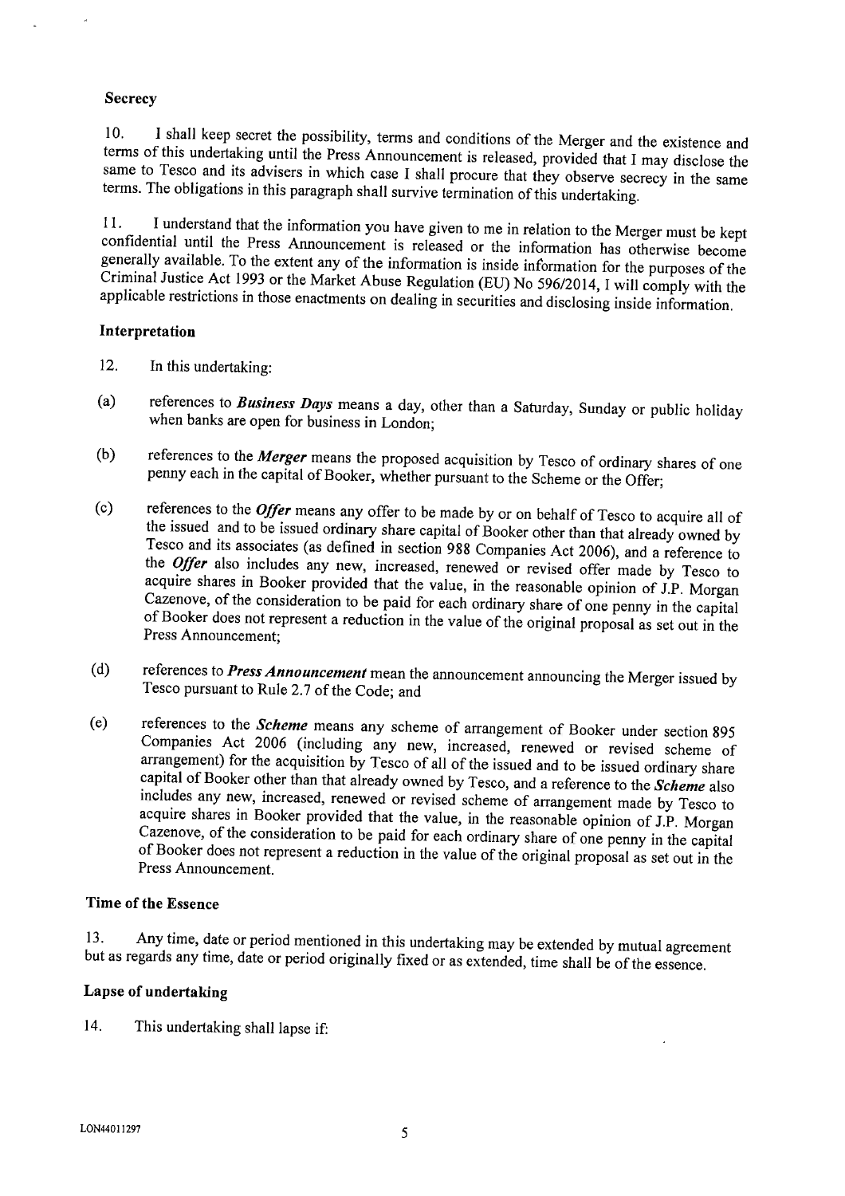**Secrecy**

10. I shall keep secret the possibility, terms and conditions of the Merger and the existence and terms of this undertaking until the Press Announcement is released, provided that I may disclose the same to Tesco and its advisers in which case I shall procure that they observe secrecy in the same terms. The obligations in this paragraph shall survive termination of this undertaking.

11. I understand that the information you have given to me in relation to the Merger must be kept confidential until the Press Announcement is released or the information has otherwise become generally available. To the extent any of the information is inside information for the purposes of the Criminal Justice Act 1993 or the Market Abuse Regulation (EU) No 596/2014, I will comply with the applicable restrictions in those enactments on dealing in securities and disclosing inside information.

**Interpretation**

12. In this undertaking:

(a) references to ***Business Days*** means a day, other than a Saturday, Sunday or public holiday when banks are open for business in London;

(b) references to the ***Merger*** means the proposed acquisition by Tesco of ordinary shares of one penny each in the capital of Booker, whether pursuant to the Scheme or the Offer;

(c) references to the ***Offer*** means any offer to be made by or on behalf of Tesco to acquire all of the issued and to be issued ordinary share capital of Booker other than that already owned by Tesco and its associates (as defined in section 988 Companies Act 2006), and a reference to the ***Offer*** also includes any new, increased, renewed or revised offer made by Tesco to acquire shares in Booker provided that the value, in the reasonable opinion of J.P. Morgan Cazenove, of the consideration to be paid for each ordinary share of one penny in the capital of Booker does not represent a reduction in the value of the original proposal as set out in the Press Announcement;

(d) references to ***Press Announcement*** mean the announcement announcing the Merger issued by Tesco pursuant to Rule 2.7 of the Code; and

(e) references to the ***Scheme*** means any scheme of arrangement of Booker under section 895 Companies Act 2006 (including any new, increased, renewed or revised scheme of arrangement) for the acquisition by Tesco of all of the issued and to be issued ordinary share capital of Booker other than that already owned by Tesco, and a reference to the ***Scheme*** also includes any new, increased, renewed or revised scheme of arrangement made by Tesco to acquire shares in Booker provided that the value, in the reasonable opinion of J.P. Morgan Cazenove, of the consideration to be paid for each ordinary share of one penny in the capital of Booker does not represent a reduction in the value of the original proposal as set out in the Press Announcement.

**Time of the Essence**

13. Any time, date or period mentioned in this undertaking may be extended by mutual agreement but as regards any time, date or period originally fixed or as extended, time shall be of the essence.

**Lapse of undertaking**

14. This undertaking shall lapse if: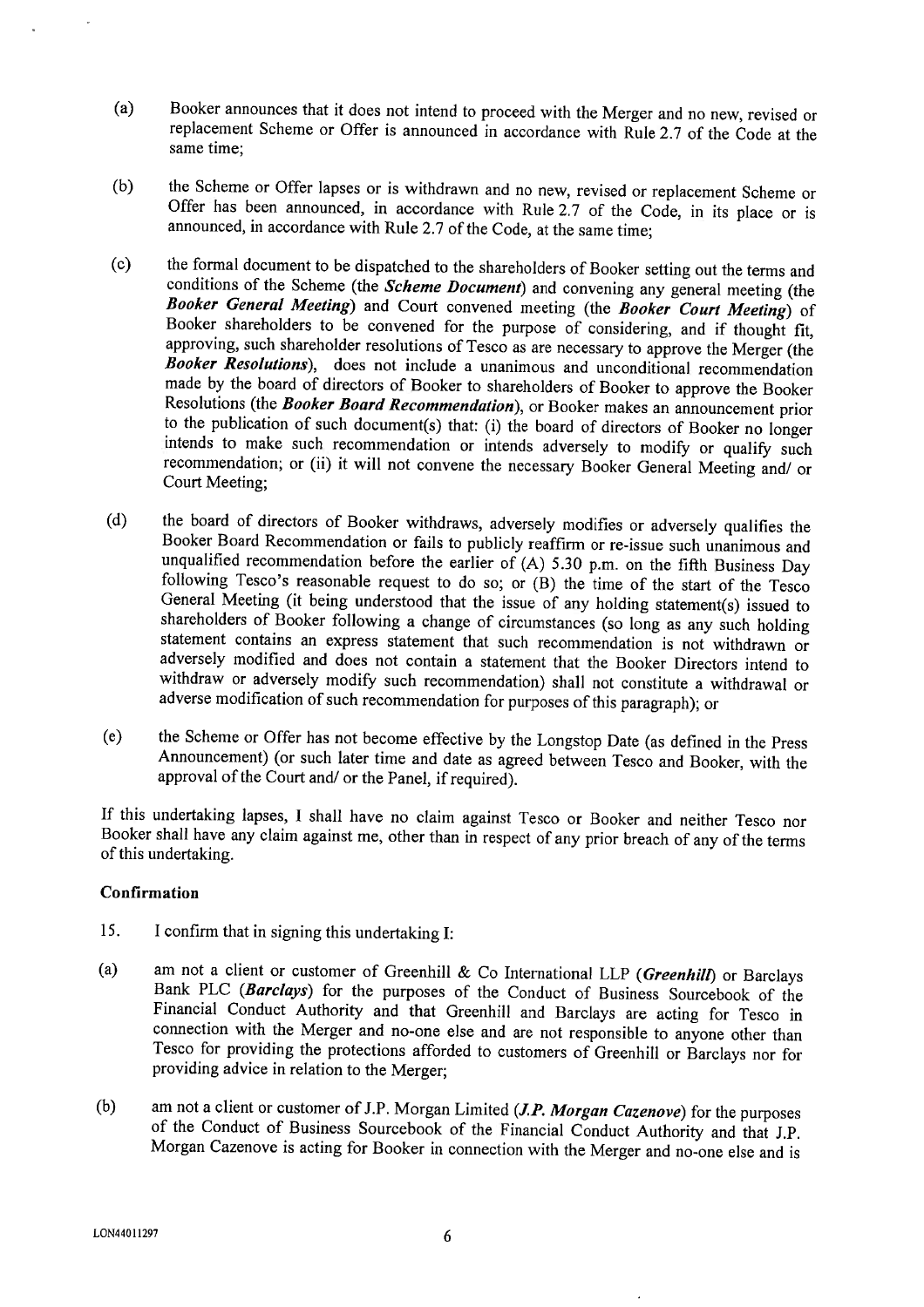(a) Booker announces that it does not intend to proceed with the Merger and no new, revised or replacement Scheme or Offer is announced in accordance with Rule 2.7 of the Code at the same time;

(b) the Scheme or Offer lapses or is withdrawn and no new, revised or replacement Scheme or Offer has been announced, in accordance with Rule 2.7 of the Code, in its place or is announced, in accordance with Rule 2.7 of the Code, at the same time;

(c) the formal document to be dispatched to the shareholders of Booker setting out the terms and conditions of the Scheme (the ***Scheme Document***) and convening any general meeting (the ***Booker General Meeting***) and Court convened meeting (the ***Booker Court Meeting***) of Booker shareholders to be convened for the purpose of considering, and if thought fit, approving, such shareholder resolutions of Tesco as are necessary to approve the Merger (the ***Booker Resolutions***), does not include a unanimous and unconditional recommendation made by the board of directors of Booker to shareholders of Booker to approve the Booker Resolutions (the ***Booker Board Recommendation***), or Booker makes an announcement prior to the publication of such document(s) that: (i) the board of directors of Booker no longer intends to make such recommendation or intends adversely to modify or qualify such recommendation; or (ii) it will not convene the necessary Booker General Meeting and/ or Court Meeting;

(d) the board of directors of Booker withdraws, adversely modifies or adversely qualifies the Booker Board Recommendation or fails to publicly reaffirm or re-issue such unanimous and unqualified recommendation before the earlier of (A) 5.30 p.m. on the fifth Business Day following Tesco's reasonable request to do so; or (B) the time of the start of the Tesco General Meeting (it being understood that the issue of any holding statement(s) issued to shareholders of Booker following a change of circumstances (so long as any such holding statement contains an express statement that such recommendation is not withdrawn or adversely modified and does not contain a statement that the Booker Directors intend to withdraw or adversely modify such recommendation) shall not constitute a withdrawal or adverse modification of such recommendation for purposes of this paragraph); or

(e) the Scheme or Offer has not become effective by the Longstop Date (as defined in the Press Announcement) (or such later time and date as agreed between Tesco and Booker, with the approval of the Court and/ or the Panel, if required).

If this undertaking lapses, I shall have no claim against Tesco or Booker and neither Tesco nor Booker shall have any claim against me, other than in respect of any prior breach of any of the terms of this undertaking.

**Confirmation**

15. I confirm that in signing this undertaking I:

(a) am not a client or customer of Greenhill & Co International LLP (***Greenhill***) or Barclays Bank PLC (***Barclays***) for the purposes of the Conduct of Business Sourcebook of the Financial Conduct Authority and that Greenhill and Barclays are acting for Tesco in connection with the Merger and no-one else and are not responsible to anyone other than Tesco for providing the protections afforded to customers of Greenhill or Barclays nor for providing advice in relation to the Merger;

(b) am not a client or customer of J.P. Morgan Limited (***J.P. Morgan Cazenove***) for the purposes of the Conduct of Business Sourcebook of the Financial Conduct Authority and that J.P. Morgan Cazenove is acting for Booker in connection with the Merger and no-one else and is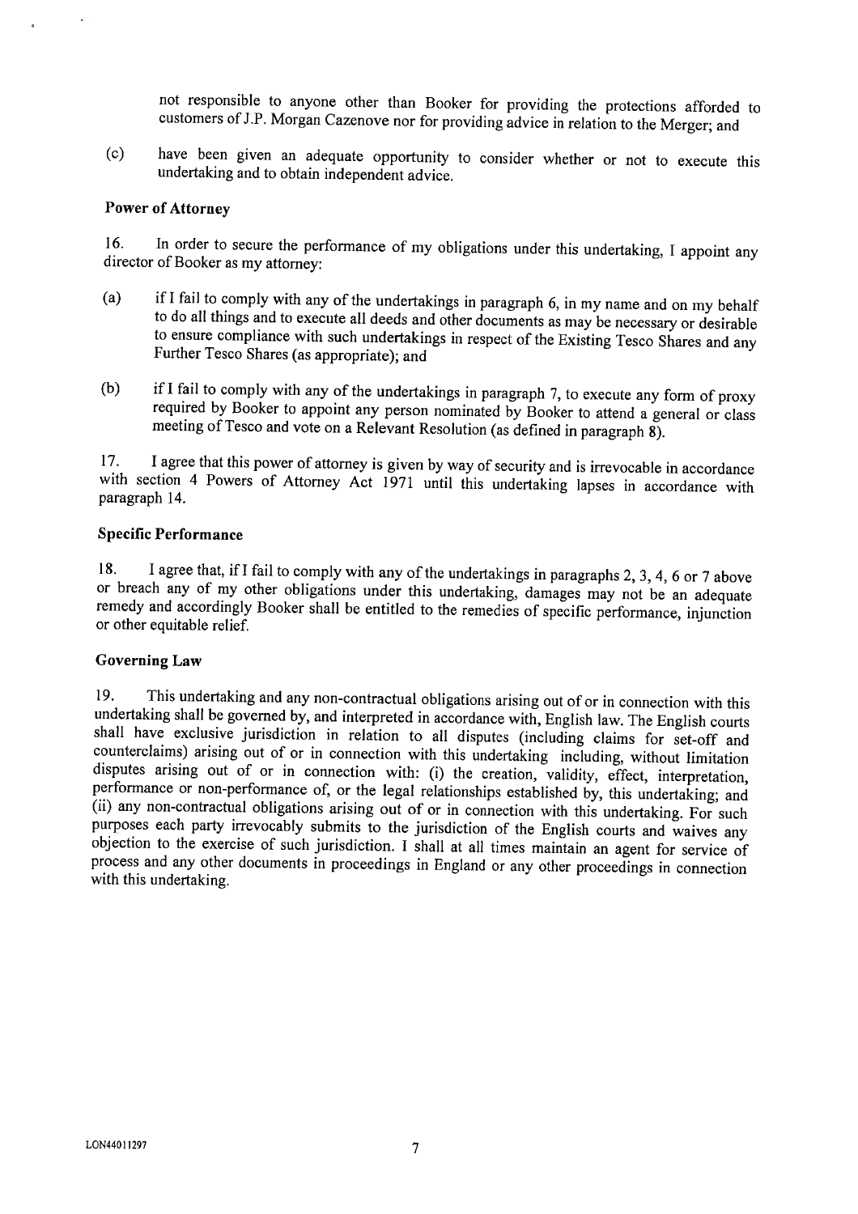not responsible to anyone other than Booker for providing the protections afforded to customers of J.P. Morgan Cazenove nor for providing advice in relation to the Merger; and

(c) have been given an adequate opportunity to consider whether or not to execute this undertaking and to obtain independent advice.

**Power of Attorney**

16. In order to secure the performance of my obligations under this undertaking, I appoint any director of Booker as my attorney:

(a) if I fail to comply with any of the undertakings in paragraph 6, in my name and on my behalf to do all things and to execute all deeds and other documents as may be necessary or desirable to ensure compliance with such undertakings in respect of the Existing Tesco Shares and any Further Tesco Shares (as appropriate); and

(b) if I fail to comply with any of the undertakings in paragraph 7, to execute any form of proxy required by Booker to appoint any person nominated by Booker to attend a general or class meeting of Tesco and vote on a Relevant Resolution (as defined in paragraph 8).

17. I agree that this power of attorney is given by way of security and is irrevocable in accordance with section 4 Powers of Attorney Act 1971 until this undertaking lapses in accordance with paragraph 14.

**Specific Performance**

18. I agree that, if I fail to comply with any of the undertakings in paragraphs 2, 3, 4, 6 or 7 above or breach any of my other obligations under this undertaking, damages may not be an adequate remedy and accordingly Booker shall be entitled to the remedies of specific performance, injunction or other equitable relief.

**Governing Law**

19. This undertaking and any non-contractual obligations arising out of or in connection with this undertaking shall be governed by, and interpreted in accordance with, English law. The English courts shall have exclusive jurisdiction in relation to all disputes (including claims for set-off and counterclaims) arising out of or in connection with this undertaking including, without limitation disputes arising out of or in connection with: (i) the creation, validity, effect, interpretation, performance or non-performance of, or the legal relationships established by, this undertaking; and (ii) any non-contractual obligations arising out of or in connection with this undertaking. For such purposes each party irrevocably submits to the jurisdiction of the English courts and waives any objection to the exercise of such jurisdiction. I shall at all times maintain an agent for service of process and any other documents in proceedings in England or any other proceedings in connection with this undertaking.

LON44011297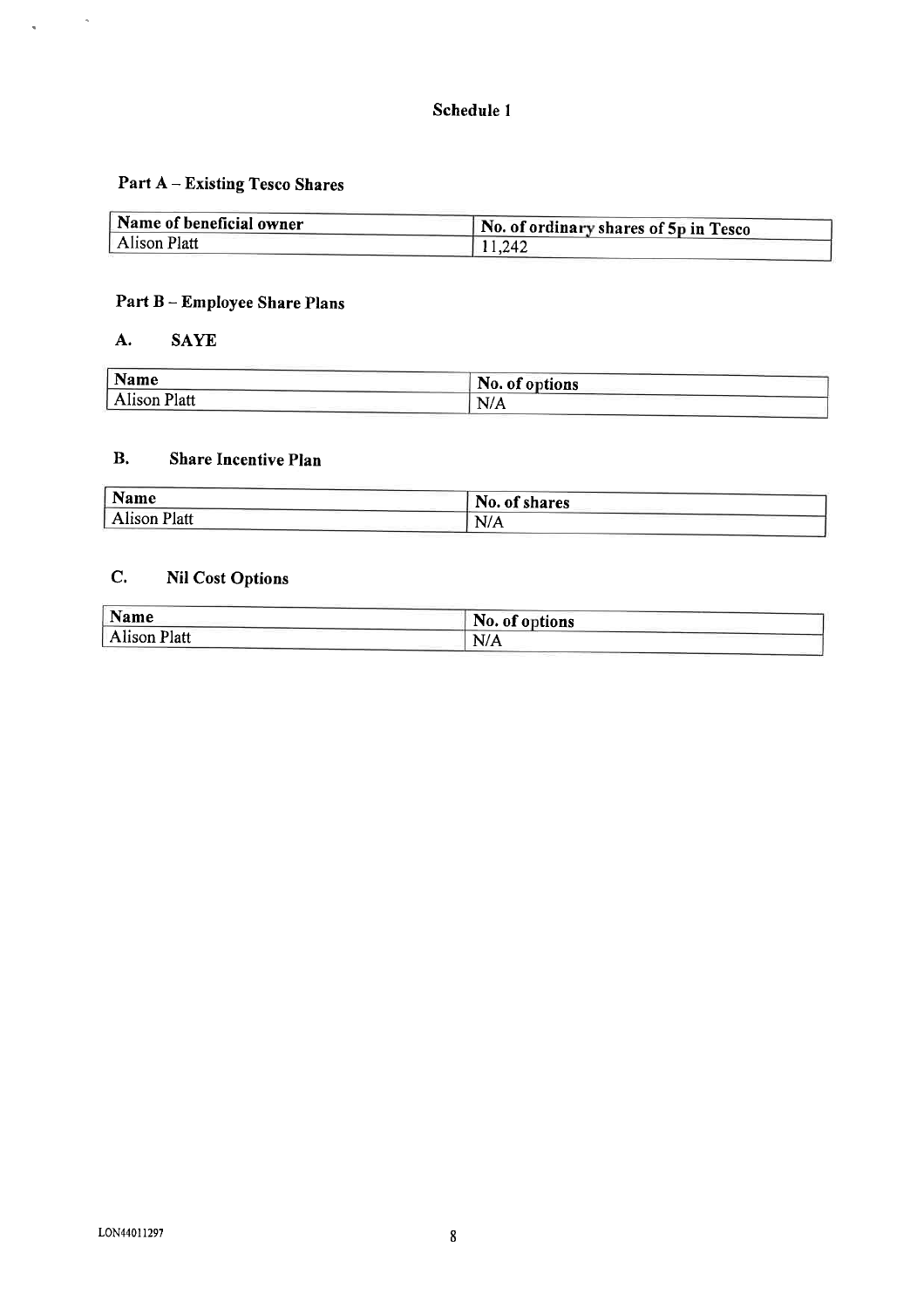# Schedule 1

## Part A – Existing Tesco Shares

| Name of beneficial owner | No. of ordinary shares of 5p in Tesco |
|---|---|
| Alison Platt | 11,242 |

## Part B – Employee Share Plans

### A. SAYE

| Name | No. of options |
|---|---|
| Alison Platt | N/A |

### B. Share Incentive Plan

| Name | No. of shares |
|---|---|
| Alison Platt | N/A |

### C. Nil Cost Options

| Name | No. of options |
|---|---|
| Alison Platt | N/A |

LON44011297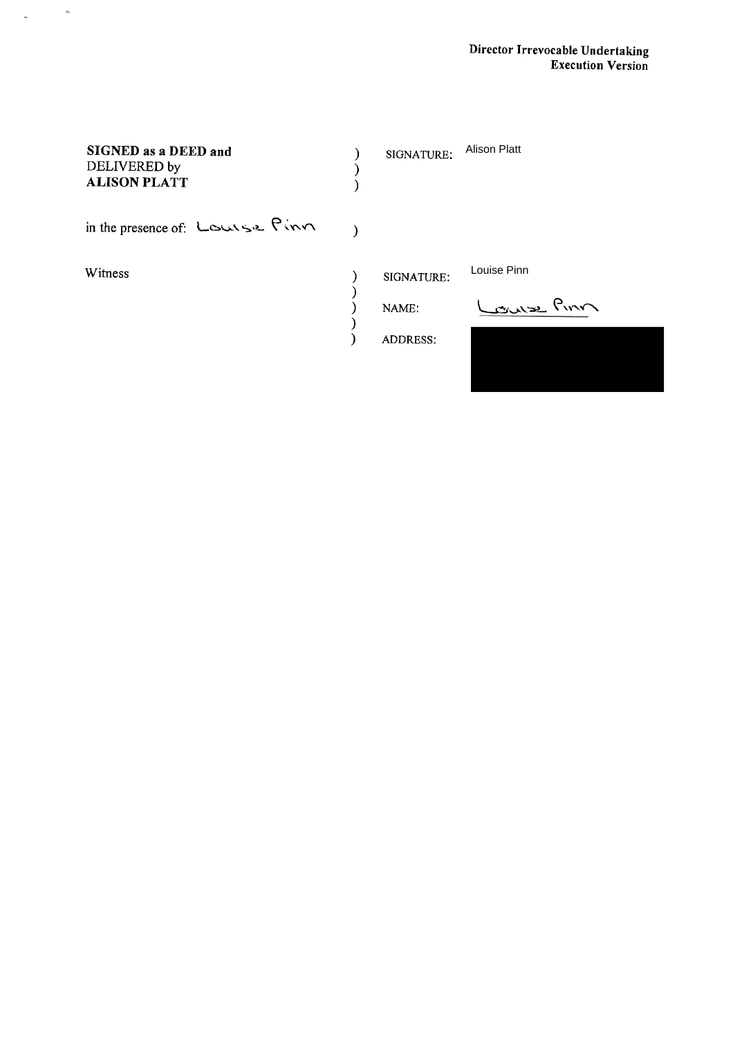**SIGNED as a DEED and**
DELIVERED by
**ALISON PLATT**

| | | |
|---|---|---|
| **SIGNED as a DEED and** DELIVERED by **ALISON PLATT** | ) ) ) | SIGNATURE: Alison Platt |
| in the presence of: Louise Pinn | ) | |
| Witness | ) ) ) ) ) | SIGNATURE: Louise Pinn |
| | | NAME: Louise Pinn |
| | | ADDRESS: |